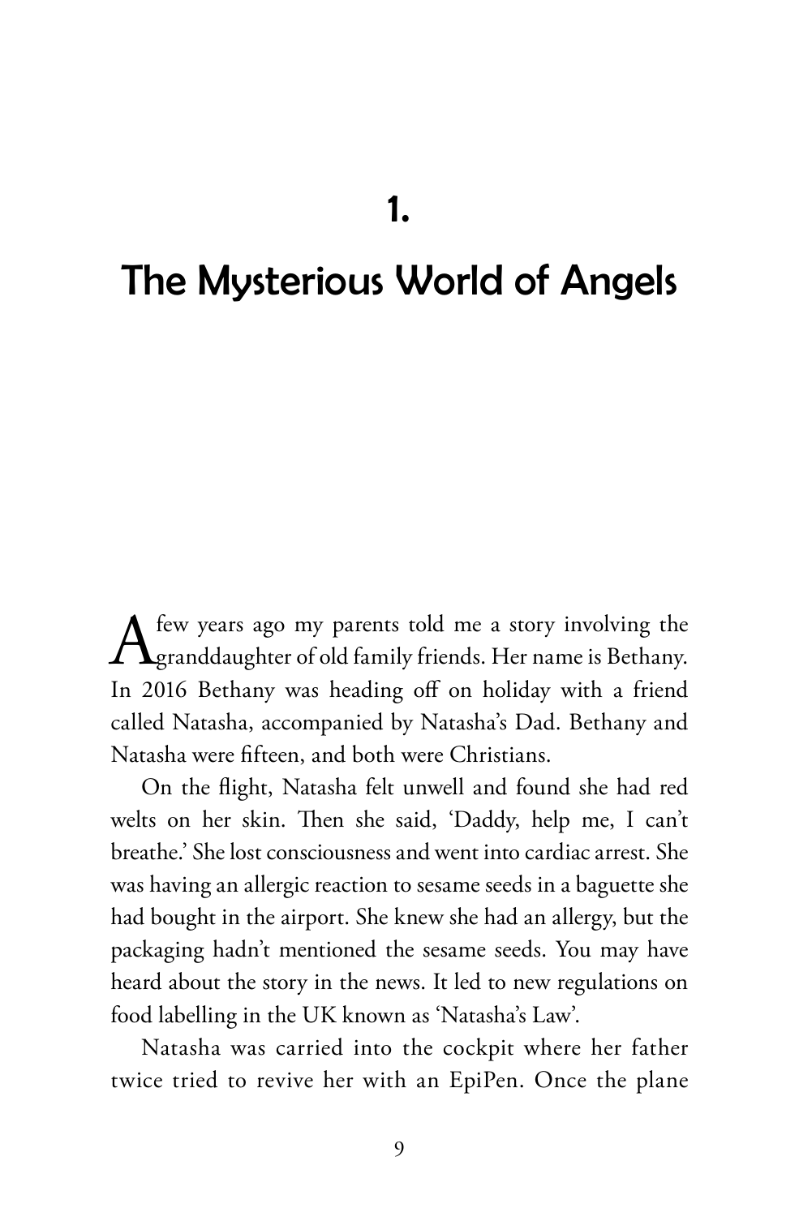# 1.

# The Mysterious World of Angels

A few years ago my parents told me a story involving the granddaughter of old family friends. Her name is Bethany. In 2016 Bethany was heading off on holiday with a friend called Natasha, accompanied by Natasha's Dad. Bethany and Natasha were fifteen, and both were Christians.

On the flight, Natasha felt unwell and found she had red welts on her skin. Then she said, 'Daddy, help me, I can't breathe.' She lost consciousness and went into cardiac arrest. She was having an allergic reaction to sesame seeds in a baguette she had bought in the airport. She knew she had an allergy, but the packaging hadn't mentioned the sesame seeds. You may have heard about the story in the news. It led to new regulations on food labelling in the UK known as 'Natasha's Law'.

Natasha was carried into the cockpit where her father twice tried to revive her with an EpiPen. Once the plane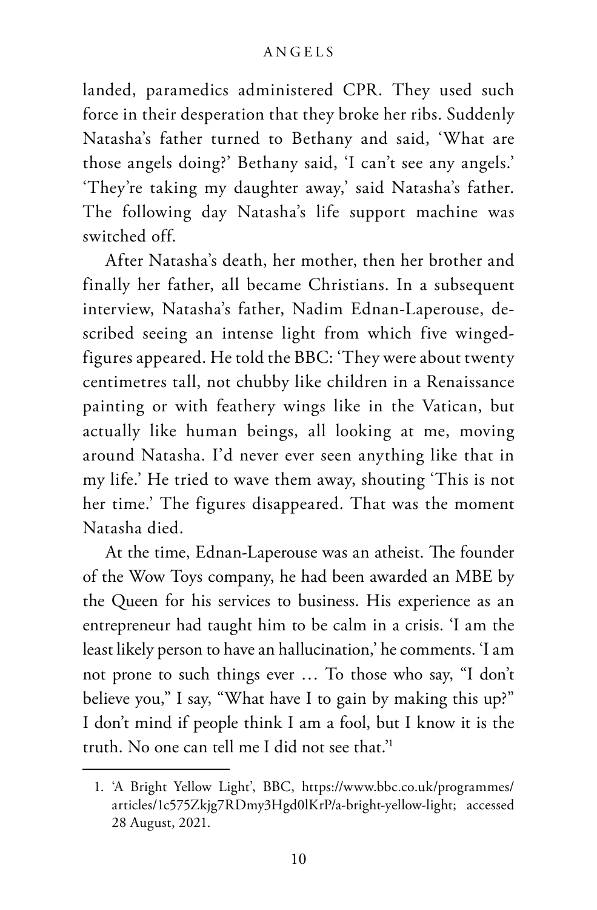landed, paramedics administered CPR. They used such force in their desperation that they broke her ribs. Suddenly Natasha's father turned to Bethany and said, 'What are those angels doing?' Bethany said, 'I can't see any angels.' 'They're taking my daughter away,' said Natasha's father. The following day Natasha's life support machine was switched off.

After Natasha's death, her mother, then her brother and finally her father, all became Christians. In a subsequent interview, Natasha's father, Nadim Ednan-Laperouse, described seeing an intense light from which five winged-figures appeared. He told the BBC: 'They were about twenty centimetres tall, not chubby like children in a Renaissance painting or with feathery wings like in the Vatican, but actually like human beings, all looking at me, moving around Natasha. I'd never ever seen anything like that in my life.' He tried to wave them away, shouting 'This is not her time.' The figures disappeared. That was the moment Natasha died.

At the time, Ednan-Laperouse was an atheist. The founder of the Wow Toys company, he had been awarded an MBE by the Queen for his services to business. His experience as an entrepreneur had taught him to be calm in a crisis. 'I am the least likely person to have an hallucination,' he comments. 'I am not prone to such things ever … To those who say, "I don't believe you," I say, "What have I to gain by making this up?" I don't mind if people think I am a fool, but I know it is the truth. No one can tell me I did not see that.'[1]

---

1. 'A Bright Yellow Light', BBC, https://www.bbc.co.uk/programmes/articles/1c575Zkjg7RDmy3Hgd0lKrP/a-bright-yellow-light; accessed 28 August, 2021.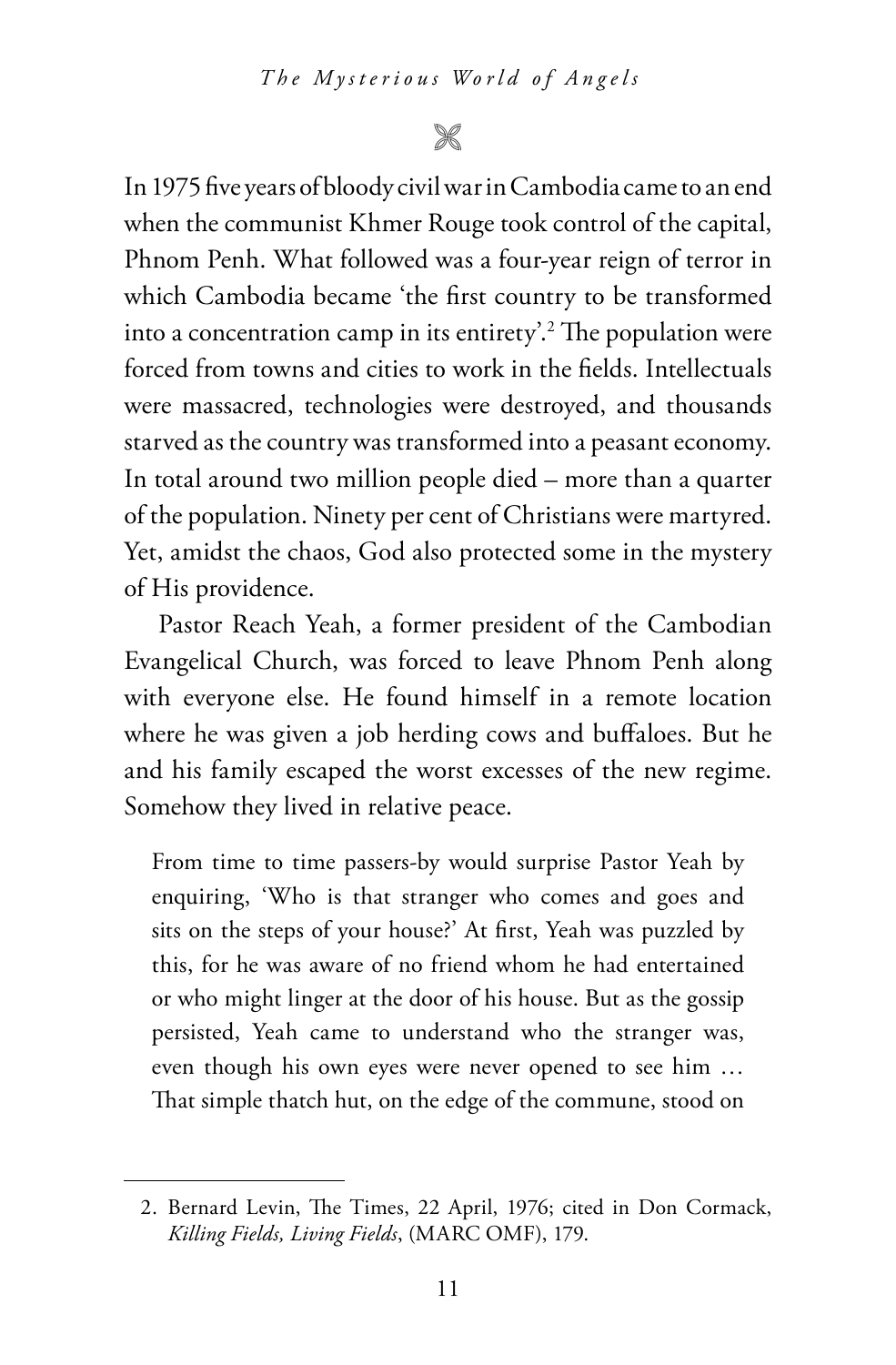⌘

In 1975 five years of bloody civil war in Cambodia came to an end when the communist Khmer Rouge took control of the capital, Phnom Penh. What followed was a four-year reign of terror in which Cambodia became 'the first country to be transformed into a concentration camp in its entirety'.[2] The population were forced from towns and cities to work in the fields. Intellectuals were massacred, technologies were destroyed, and thousands starved as the country was transformed into a peasant economy. In total around two million people died – more than a quarter of the population. Ninety per cent of Christians were martyred. Yet, amidst the chaos, God also protected some in the mystery of His providence.

Pastor Reach Yeah, a former president of the Cambodian Evangelical Church, was forced to leave Phnom Penh along with everyone else. He found himself in a remote location where he was given a job herding cows and buffaloes. But he and his family escaped the worst excesses of the new regime. Somehow they lived in relative peace.

> From time to time passers-by would surprise Pastor Yeah by enquiring, 'Who is that stranger who comes and goes and sits on the steps of your house?' At first, Yeah was puzzled by this, for he was aware of no friend whom he had entertained or who might linger at the door of his house. But as the gossip persisted, Yeah came to understand who the stranger was, even though his own eyes were never opened to see him … That simple thatch hut, on the edge of the commune, stood on

---

2. Bernard Levin, The Times, 22 April, 1976; cited in Don Cormack, *Killing Fields, Living Fields*, (MARC OMF), 179.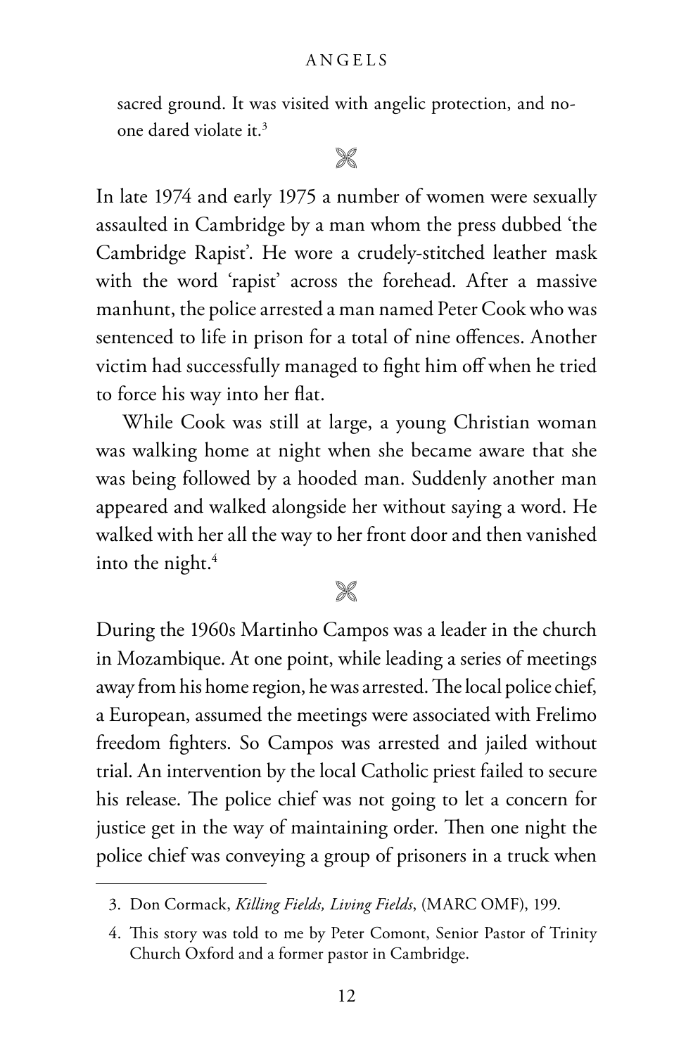sacred ground. It was visited with angelic protection, and no-one dared violate it.[3]

⌘

In late 1974 and early 1975 a number of women were sexually assaulted in Cambridge by a man whom the press dubbed 'the Cambridge Rapist'. He wore a crudely-stitched leather mask with the word 'rapist' across the forehead. After a massive manhunt, the police arrested a man named Peter Cook who was sentenced to life in prison for a total of nine offences. Another victim had successfully managed to fight him off when he tried to force his way into her flat.

While Cook was still at large, a young Christian woman was walking home at night when she became aware that she was being followed by a hooded man. Suddenly another man appeared and walked alongside her without saying a word. He walked with her all the way to her front door and then vanished into the night.[4]

⌘

During the 1960s Martinho Campos was a leader in the church in Mozambique. At one point, while leading a series of meetings away from his home region, he was arrested. The local police chief, a European, assumed the meetings were associated with Frelimo freedom fighters. So Campos was arrested and jailed without trial. An intervention by the local Catholic priest failed to secure his release. The police chief was not going to let a concern for justice get in the way of maintaining order. Then one night the police chief was conveying a group of prisoners in a truck when

---

3. Don Cormack, *Killing Fields, Living Fields*, (MARC OMF), 199.

4. This story was told to me by Peter Comont, Senior Pastor of Trinity Church Oxford and a former pastor in Cambridge.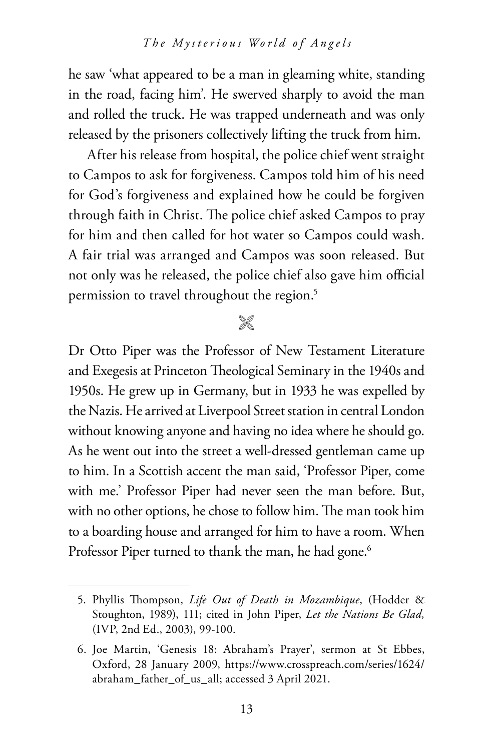he saw 'what appeared to be a man in gleaming white, standing in the road, facing him'. He swerved sharply to avoid the man and rolled the truck. He was trapped underneath and was only released by the prisoners collectively lifting the truck from him.

After his release from hospital, the police chief went straight to Campos to ask for forgiveness. Campos told him of his need for God's forgiveness and explained how he could be forgiven through faith in Christ. The police chief asked Campos to pray for him and then called for hot water so Campos could wash. A fair trial was arranged and Campos was soon released. But not only was he released, the police chief also gave him official permission to travel throughout the region.[5]

⌘

Dr Otto Piper was the Professor of New Testament Literature and Exegesis at Princeton Theological Seminary in the 1940s and 1950s. He grew up in Germany, but in 1933 he was expelled by the Nazis. He arrived at Liverpool Street station in central London without knowing anyone and having no idea where he should go. As he went out into the street a well-dressed gentleman came up to him. In a Scottish accent the man said, 'Professor Piper, come with me.' Professor Piper had never seen the man before. But, with no other options, he chose to follow him. The man took him to a boarding house and arranged for him to have a room. When Professor Piper turned to thank the man, he had gone.[6]

---

5. Phyllis Thompson, *Life Out of Death in Mozambique*, (Hodder & Stoughton, 1989), 111; cited in John Piper, *Let the Nations Be Glad,* (IVP, 2nd Ed., 2003), 99-100.

6. Joe Martin, 'Genesis 18: Abraham's Prayer', sermon at St Ebbes, Oxford, 28 January 2009, https://www.crosspreach.com/series/1624/abraham_father_of_us_all; accessed 3 April 2021.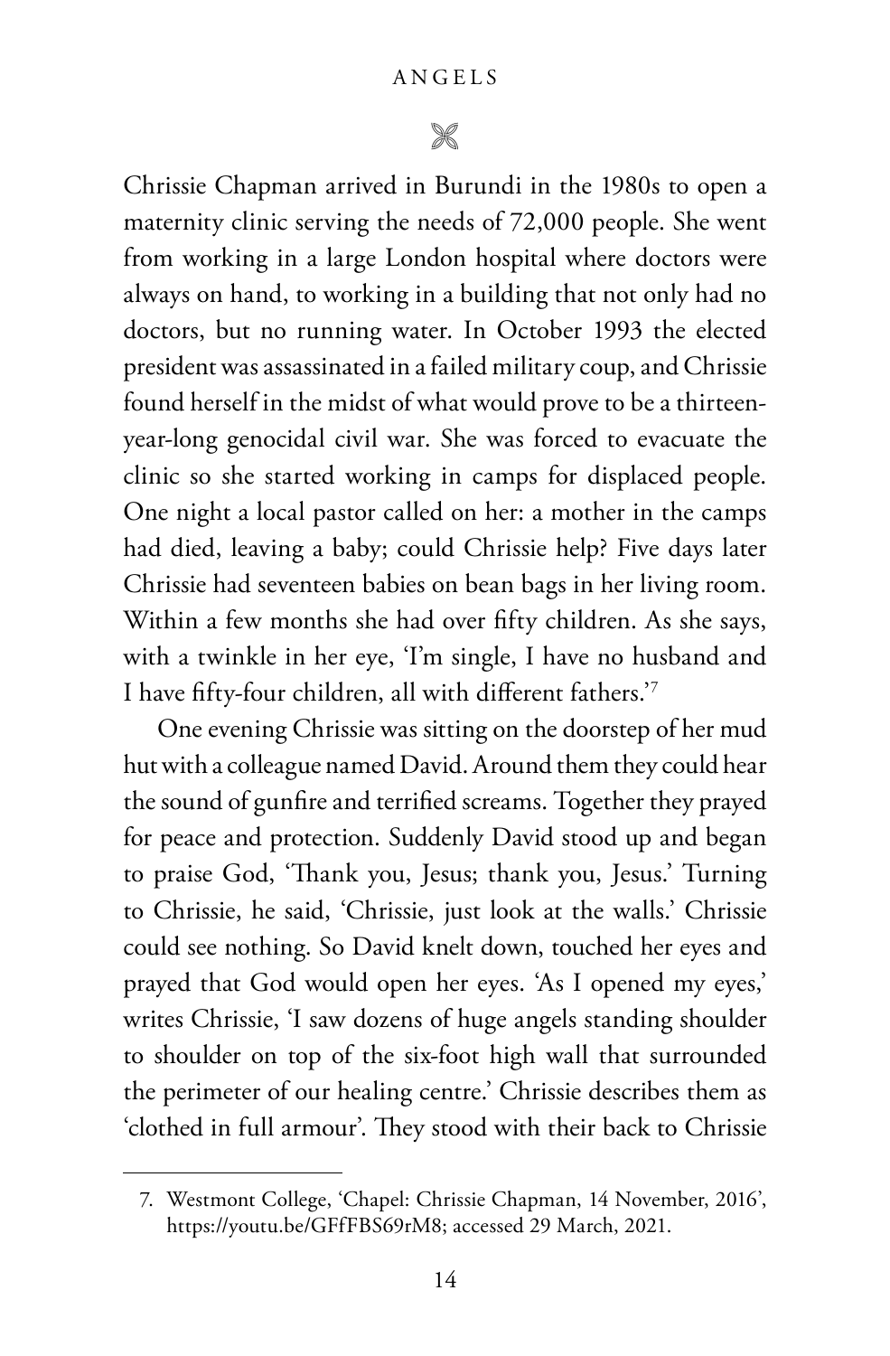Chrissie Chapman arrived in Burundi in the 1980s to open a maternity clinic serving the needs of 72,000 people. She went from working in a large London hospital where doctors were always on hand, to working in a building that not only had no doctors, but no running water. In October 1993 the elected president was assassinated in a failed military coup, and Chrissie found herself in the midst of what would prove to be a thirteen-year-long genocidal civil war. She was forced to evacuate the clinic so she started working in camps for displaced people. One night a local pastor called on her: a mother in the camps had died, leaving a baby; could Chrissie help? Five days later Chrissie had seventeen babies on bean bags in her living room. Within a few months she had over fifty children. As she says, with a twinkle in her eye, 'I'm single, I have no husband and I have fifty-four children, all with different fathers.'[7]

One evening Chrissie was sitting on the doorstep of her mud hut with a colleague named David. Around them they could hear the sound of gunfire and terrified screams. Together they prayed for peace and protection. Suddenly David stood up and began to praise God, 'Thank you, Jesus; thank you, Jesus.' Turning to Chrissie, he said, 'Chrissie, just look at the walls.' Chrissie could see nothing. So David knelt down, touched her eyes and prayed that God would open her eyes. 'As I opened my eyes,' writes Chrissie, 'I saw dozens of huge angels standing shoulder to shoulder on top of the six-foot high wall that surrounded the perimeter of our healing centre.' Chrissie describes them as 'clothed in full armour'. They stood with their back to Chrissie

---

7. Westmont College, 'Chapel: Chrissie Chapman, 14 November, 2016', https://youtu.be/GFfFBS69rM8; accessed 29 March, 2021.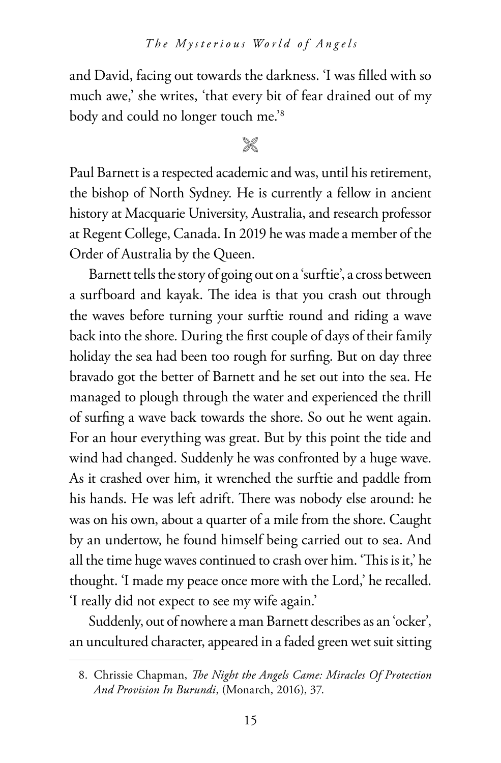and David, facing out towards the darkness. 'I was filled with so much awe,' she writes, 'that every bit of fear drained out of my body and could no longer touch me.'[8]

⌘

Paul Barnett is a respected academic and was, until his retirement, the bishop of North Sydney. He is currently a fellow in ancient history at Macquarie University, Australia, and research professor at Regent College, Canada. In 2019 he was made a member of the Order of Australia by the Queen.

Barnett tells the story of going out on a 'surftie', a cross between a surfboard and kayak. The idea is that you crash out through the waves before turning your surftie round and riding a wave back into the shore. During the first couple of days of their family holiday the sea had been too rough for surfing. But on day three bravado got the better of Barnett and he set out into the sea. He managed to plough through the water and experienced the thrill of surfing a wave back towards the shore. So out he went again. For an hour everything was great. But by this point the tide and wind had changed. Suddenly he was confronted by a huge wave. As it crashed over him, it wrenched the surftie and paddle from his hands. He was left adrift. There was nobody else around: he was on his own, about a quarter of a mile from the shore. Caught by an undertow, he found himself being carried out to sea. And all the time huge waves continued to crash over him. 'This is it,' he thought. 'I made my peace once more with the Lord,' he recalled. 'I really did not expect to see my wife again.'

Suddenly, out of nowhere a man Barnett describes as an 'ocker', an uncultured character, appeared in a faded green wet suit sitting

---

8. Chrissie Chapman, *The Night the Angels Came: Miracles Of Protection And Provision In Burundi*, (Monarch, 2016), 37.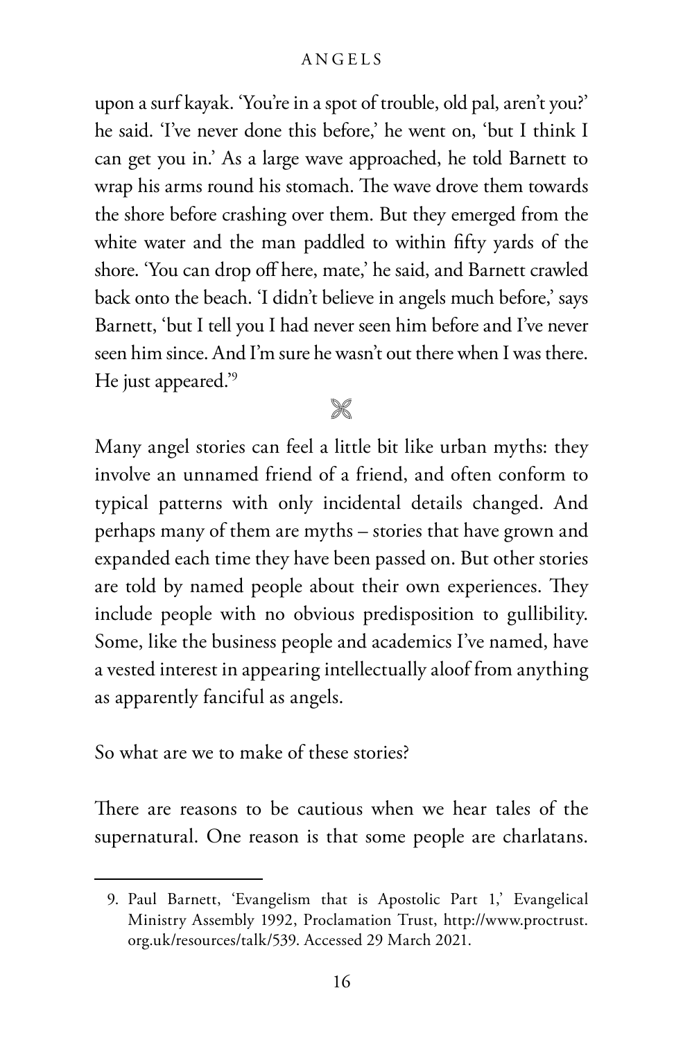upon a surf kayak. 'You're in a spot of trouble, old pal, aren't you?' he said. 'I've never done this before,' he went on, 'but I think I can get you in.' As a large wave approached, he told Barnett to wrap his arms round his stomach. The wave drove them towards the shore before crashing over them. But they emerged from the white water and the man paddled to within fifty yards of the shore. 'You can drop off here, mate,' he said, and Barnett crawled back onto the beach. 'I didn't believe in angels much before,' says Barnett, 'but I tell you I had never seen him before and I've never seen him since. And I'm sure he wasn't out there when I was there. He just appeared.'[9]

⌘

Many angel stories can feel a little bit like urban myths: they involve an unnamed friend of a friend, and often conform to typical patterns with only incidental details changed. And perhaps many of them are myths – stories that have grown and expanded each time they have been passed on. But other stories are told by named people about their own experiences. They include people with no obvious predisposition to gullibility. Some, like the business people and academics I've named, have a vested interest in appearing intellectually aloof from anything as apparently fanciful as angels.

So what are we to make of these stories?

There are reasons to be cautious when we hear tales of the supernatural. One reason is that some people are charlatans.

---

9. Paul Barnett, 'Evangelism that is Apostolic Part 1,' Evangelical Ministry Assembly 1992, Proclamation Trust, http://www.proctrust.org.uk/resources/talk/539. Accessed 29 March 2021.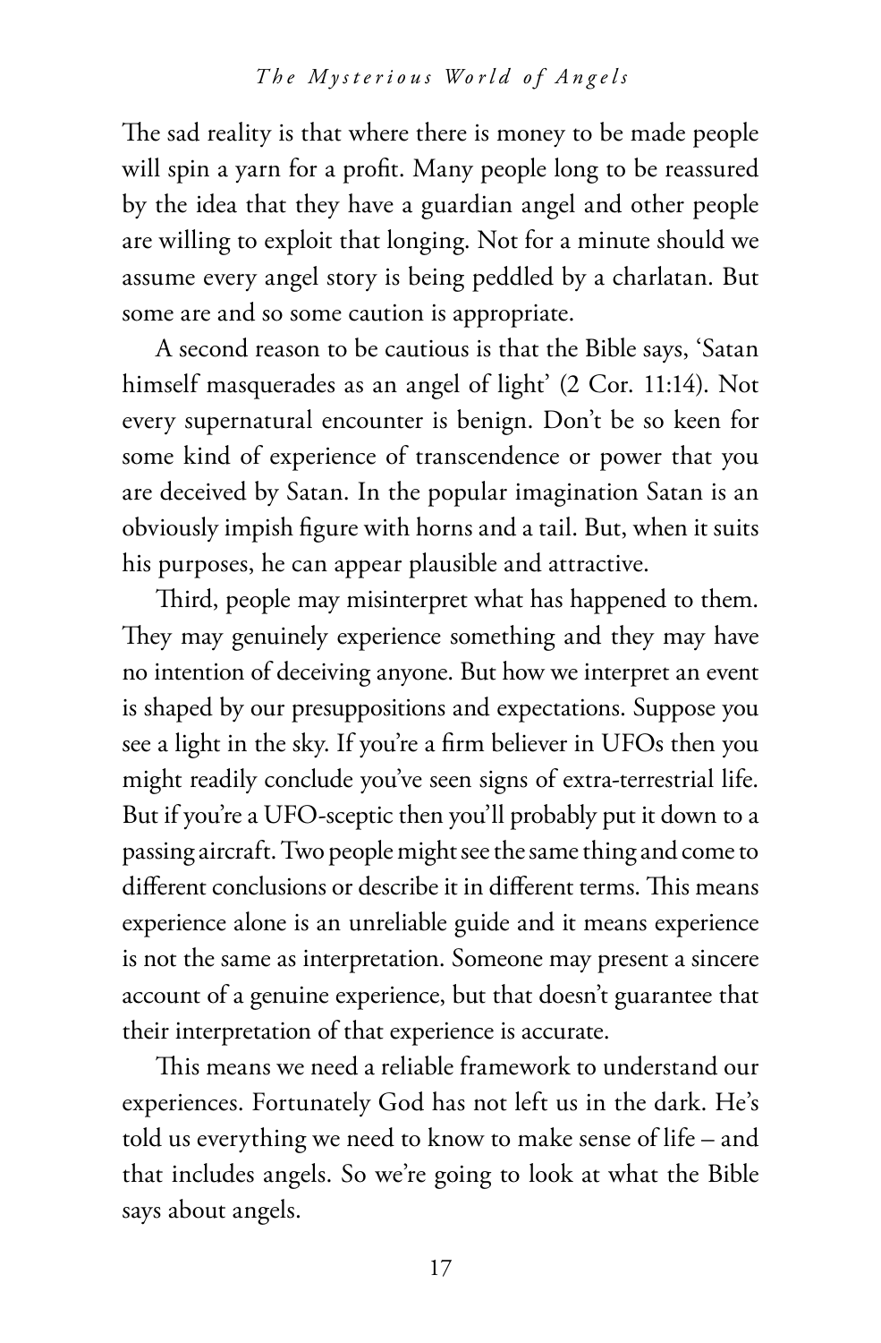The sad reality is that where there is money to be made people will spin a yarn for a profit. Many people long to be reassured by the idea that they have a guardian angel and other people are willing to exploit that longing. Not for a minute should we assume every angel story is being peddled by a charlatan. But some are and so some caution is appropriate.

A second reason to be cautious is that the Bible says, 'Satan himself masquerades as an angel of light' (2 Cor. 11:14). Not every supernatural encounter is benign. Don't be so keen for some kind of experience of transcendence or power that you are deceived by Satan. In the popular imagination Satan is an obviously impish figure with horns and a tail. But, when it suits his purposes, he can appear plausible and attractive.

Third, people may misinterpret what has happened to them. They may genuinely experience something and they may have no intention of deceiving anyone. But how we interpret an event is shaped by our presuppositions and expectations. Suppose you see a light in the sky. If you're a firm believer in UFOs then you might readily conclude you've seen signs of extra-terrestrial life. But if you're a UFO-sceptic then you'll probably put it down to a passing aircraft. Two people might see the same thing and come to different conclusions or describe it in different terms. This means experience alone is an unreliable guide and it means experience is not the same as interpretation. Someone may present a sincere account of a genuine experience, but that doesn't guarantee that their interpretation of that experience is accurate.

This means we need a reliable framework to understand our experiences. Fortunately God has not left us in the dark. He's told us everything we need to know to make sense of life – and that includes angels. So we're going to look at what the Bible says about angels.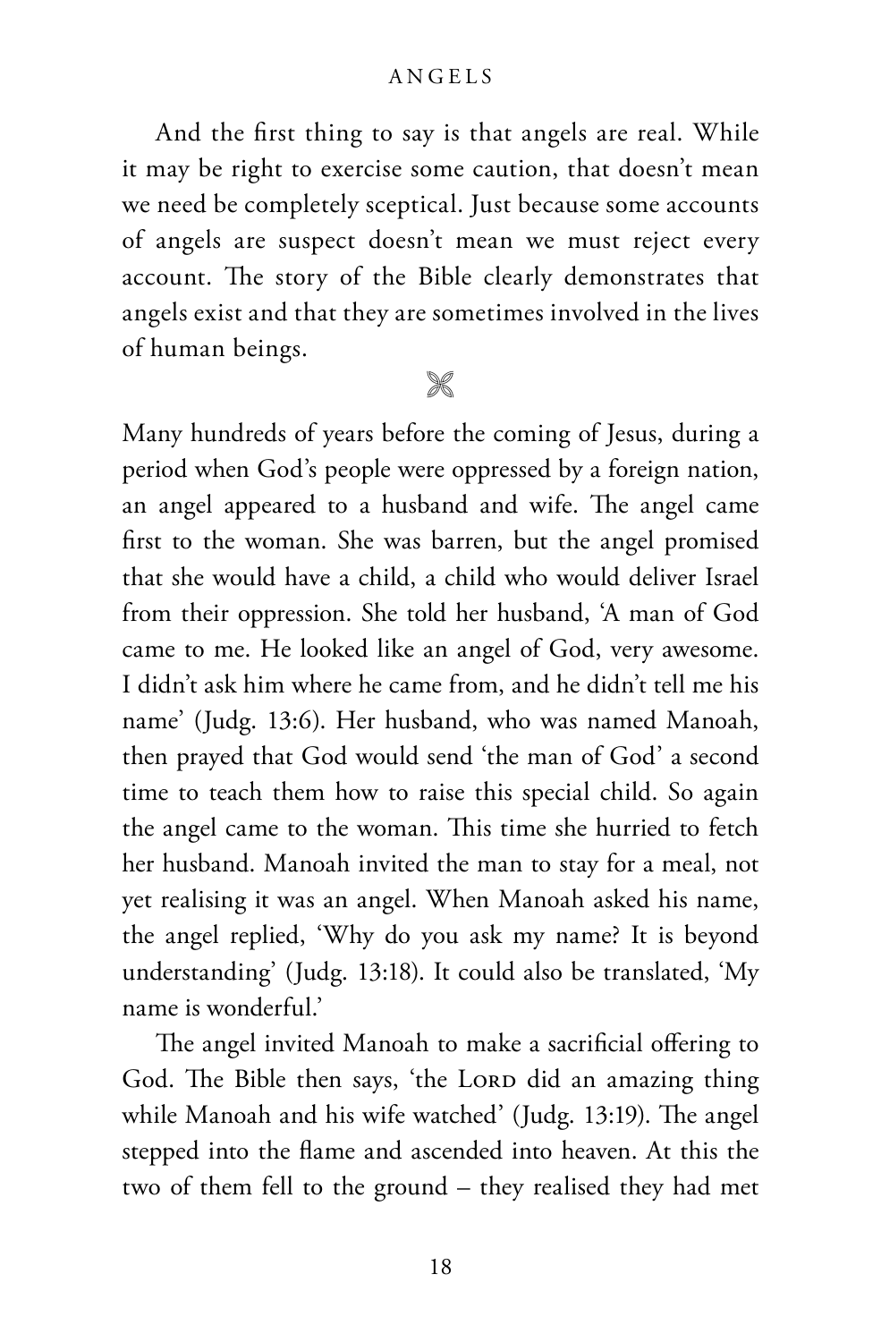And the first thing to say is that angels are real. While it may be right to exercise some caution, that doesn't mean we need be completely sceptical. Just because some accounts of angels are suspect doesn't mean we must reject every account. The story of the Bible clearly demonstrates that angels exist and that they are sometimes involved in the lives of human beings.

⌘

Many hundreds of years before the coming of Jesus, during a period when God's people were oppressed by a foreign nation, an angel appeared to a husband and wife. The angel came first to the woman. She was barren, but the angel promised that she would have a child, a child who would deliver Israel from their oppression. She told her husband, 'A man of God came to me. He looked like an angel of God, very awesome. I didn't ask him where he came from, and he didn't tell me his name' (Judg. 13:6). Her husband, who was named Manoah, then prayed that God would send 'the man of God' a second time to teach them how to raise this special child. So again the angel came to the woman. This time she hurried to fetch her husband. Manoah invited the man to stay for a meal, not yet realising it was an angel. When Manoah asked his name, the angel replied, 'Why do you ask my name? It is beyond understanding' (Judg. 13:18). It could also be translated, 'My name is wonderful.'

The angel invited Manoah to make a sacrificial offering to God. The Bible then says, 'the LORD did an amazing thing while Manoah and his wife watched' (Judg. 13:19). The angel stepped into the flame and ascended into heaven. At this the two of them fell to the ground – they realised they had met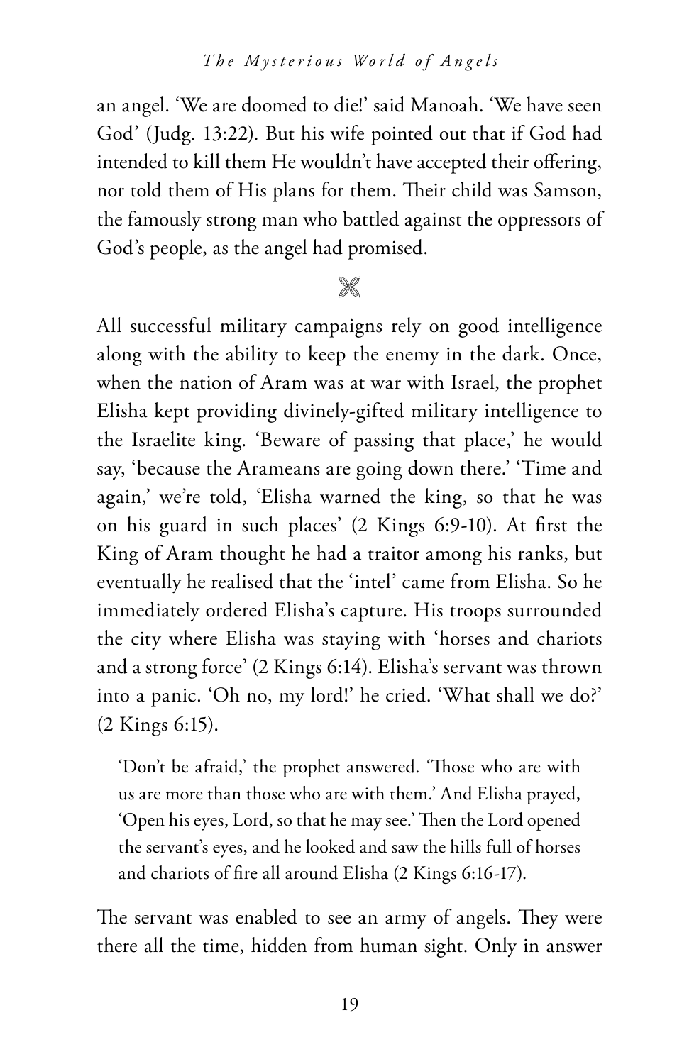an angel. 'We are doomed to die!' said Manoah. 'We have seen God' (Judg. 13:22). But his wife pointed out that if God had intended to kill them He wouldn't have accepted their offering, nor told them of His plans for them. Their child was Samson, the famously strong man who battled against the oppressors of God's people, as the angel had promised.

⌘

All successful military campaigns rely on good intelligence along with the ability to keep the enemy in the dark. Once, when the nation of Aram was at war with Israel, the prophet Elisha kept providing divinely-gifted military intelligence to the Israelite king. 'Beware of passing that place,' he would say, 'because the Arameans are going down there.' 'Time and again,' we're told, 'Elisha warned the king, so that he was on his guard in such places' (2 Kings 6:9-10). At first the King of Aram thought he had a traitor among his ranks, but eventually he realised that the 'intel' came from Elisha. So he immediately ordered Elisha's capture. His troops surrounded the city where Elisha was staying with 'horses and chariots and a strong force' (2 Kings 6:14). Elisha's servant was thrown into a panic. 'Oh no, my lord!' he cried. 'What shall we do?' (2 Kings 6:15).

> 'Don't be afraid,' the prophet answered. 'Those who are with us are more than those who are with them.' And Elisha prayed, 'Open his eyes, Lord, so that he may see.' Then the Lord opened the servant's eyes, and he looked and saw the hills full of horses and chariots of fire all around Elisha (2 Kings 6:16-17).

The servant was enabled to see an army of angels. They were there all the time, hidden from human sight. Only in answer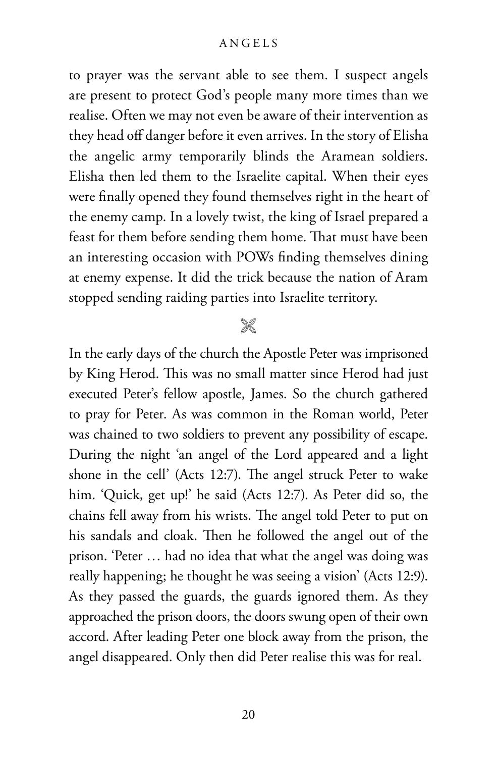to prayer was the servant able to see them. I suspect angels are present to protect God's people many more times than we realise. Often we may not even be aware of their intervention as they head off danger before it even arrives. In the story of Elisha the angelic army temporarily blinds the Aramean soldiers. Elisha then led them to the Israelite capital. When their eyes were finally opened they found themselves right in the heart of the enemy camp. In a lovely twist, the king of Israel prepared a feast for them before sending them home. That must have been an interesting occasion with POWs finding themselves dining at enemy expense. It did the trick because the nation of Aram stopped sending raiding parties into Israelite territory.

⌘

In the early days of the church the Apostle Peter was imprisoned by King Herod. This was no small matter since Herod had just executed Peter's fellow apostle, James. So the church gathered to pray for Peter. As was common in the Roman world, Peter was chained to two soldiers to prevent any possibility of escape. During the night 'an angel of the Lord appeared and a light shone in the cell' (Acts 12:7). The angel struck Peter to wake him. 'Quick, get up!' he said (Acts 12:7). As Peter did so, the chains fell away from his wrists. The angel told Peter to put on his sandals and cloak. Then he followed the angel out of the prison. 'Peter … had no idea that what the angel was doing was really happening; he thought he was seeing a vision' (Acts 12:9). As they passed the guards, the guards ignored them. As they approached the prison doors, the doors swung open of their own accord. After leading Peter one block away from the prison, the angel disappeared. Only then did Peter realise this was for real.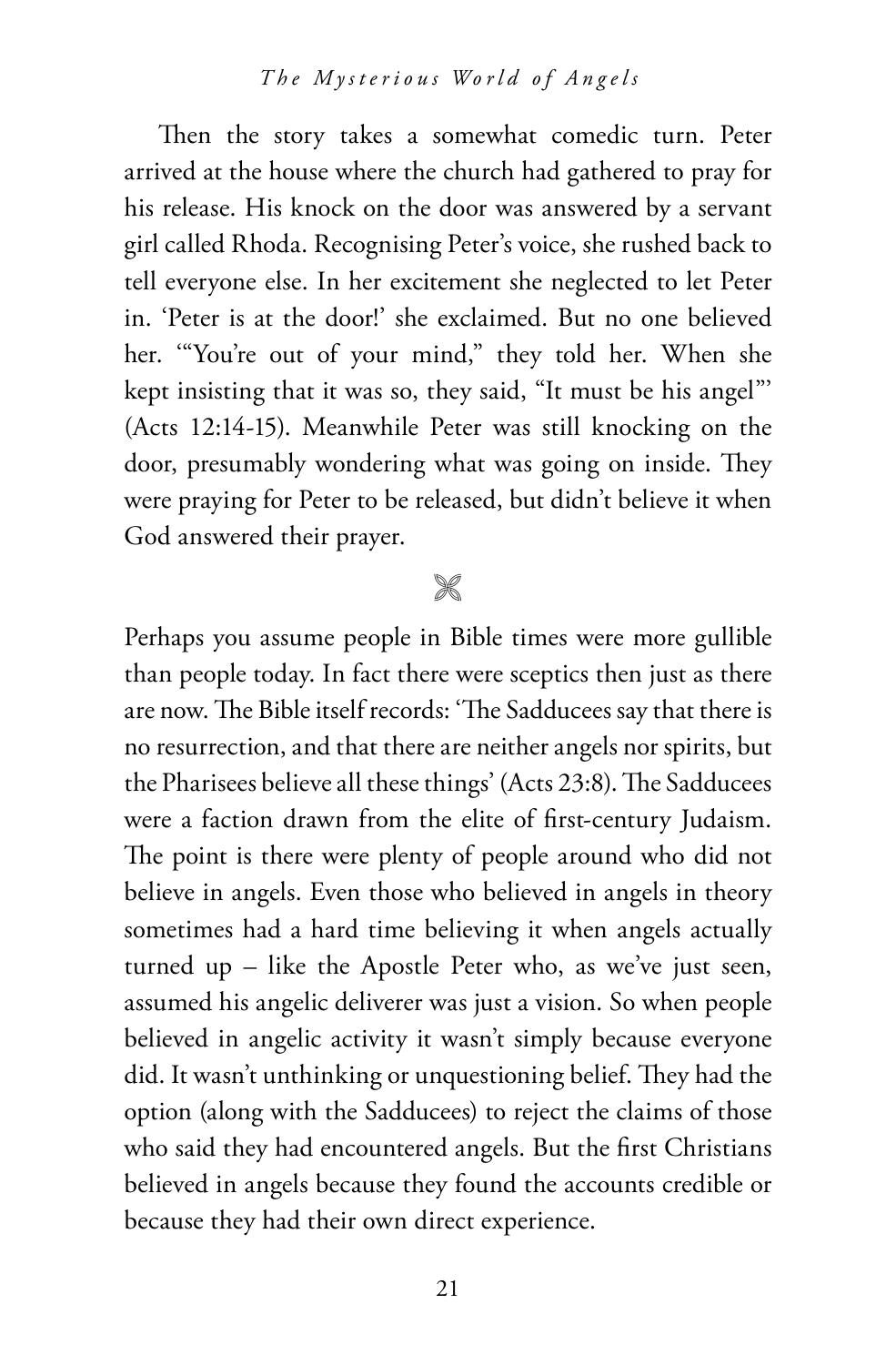Then the story takes a somewhat comedic turn. Peter arrived at the house where the church had gathered to pray for his release. His knock on the door was answered by a servant girl called Rhoda. Recognising Peter's voice, she rushed back to tell everyone else. In her excitement she neglected to let Peter in. 'Peter is at the door!' she exclaimed. But no one believed her. '"You're out of your mind," they told her. When she kept insisting that it was so, they said, "It must be his angel"' (Acts 12:14-15). Meanwhile Peter was still knocking on the door, presumably wondering what was going on inside. They were praying for Peter to be released, but didn't believe it when God answered their prayer.

⌘

Perhaps you assume people in Bible times were more gullible than people today. In fact there were sceptics then just as there are now. The Bible itself records: 'The Sadducees say that there is no resurrection, and that there are neither angels nor spirits, but the Pharisees believe all these things' (Acts 23:8). The Sadducees were a faction drawn from the elite of first-century Judaism. The point is there were plenty of people around who did not believe in angels. Even those who believed in angels in theory sometimes had a hard time believing it when angels actually turned up – like the Apostle Peter who, as we've just seen, assumed his angelic deliverer was just a vision. So when people believed in angelic activity it wasn't simply because everyone did. It wasn't unthinking or unquestioning belief. They had the option (along with the Sadducees) to reject the claims of those who said they had encountered angels. But the first Christians believed in angels because they found the accounts credible or because they had their own direct experience.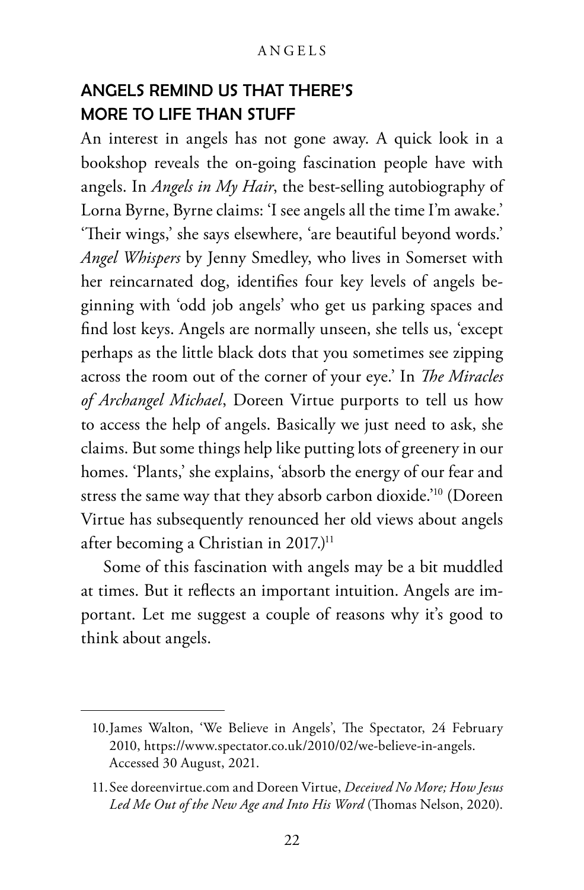## ANGELS REMIND US THAT THERE'S MORE TO LIFE THAN STUFF

An interest in angels has not gone away. A quick look in a bookshop reveals the on-going fascination people have with angels. In *Angels in My Hair*, the best-selling autobiography of Lorna Byrne, Byrne claims: 'I see angels all the time I'm awake.' 'Their wings,' she says elsewhere, 'are beautiful beyond words.' *Angel Whispers* by Jenny Smedley, who lives in Somerset with her reincarnated dog, identifies four key levels of angels beginning with 'odd job angels' who get us parking spaces and find lost keys. Angels are normally unseen, she tells us, 'except perhaps as the little black dots that you sometimes see zipping across the room out of the corner of your eye.' In *The Miracles of Archangel Michael*, Doreen Virtue purports to tell us how to access the help of angels. Basically we just need to ask, she claims. But some things help like putting lots of greenery in our homes. 'Plants,' she explains, 'absorb the energy of our fear and stress the same way that they absorb carbon dioxide.'[10] (Doreen Virtue has subsequently renounced her old views about angels after becoming a Christian in 2017.)[11]

Some of this fascination with angels may be a bit muddled at times. But it reflects an important intuition. Angels are important. Let me suggest a couple of reasons why it's good to think about angels.

---

10. James Walton, 'We Believe in Angels', The Spectator, 24 February 2010, https://www.spectator.co.uk/2010/02/we-believe-in-angels. Accessed 30 August, 2021.

11. See doreenvirtue.com and Doreen Virtue, *Deceived No More; How Jesus Led Me Out of the New Age and Into His Word* (Thomas Nelson, 2020).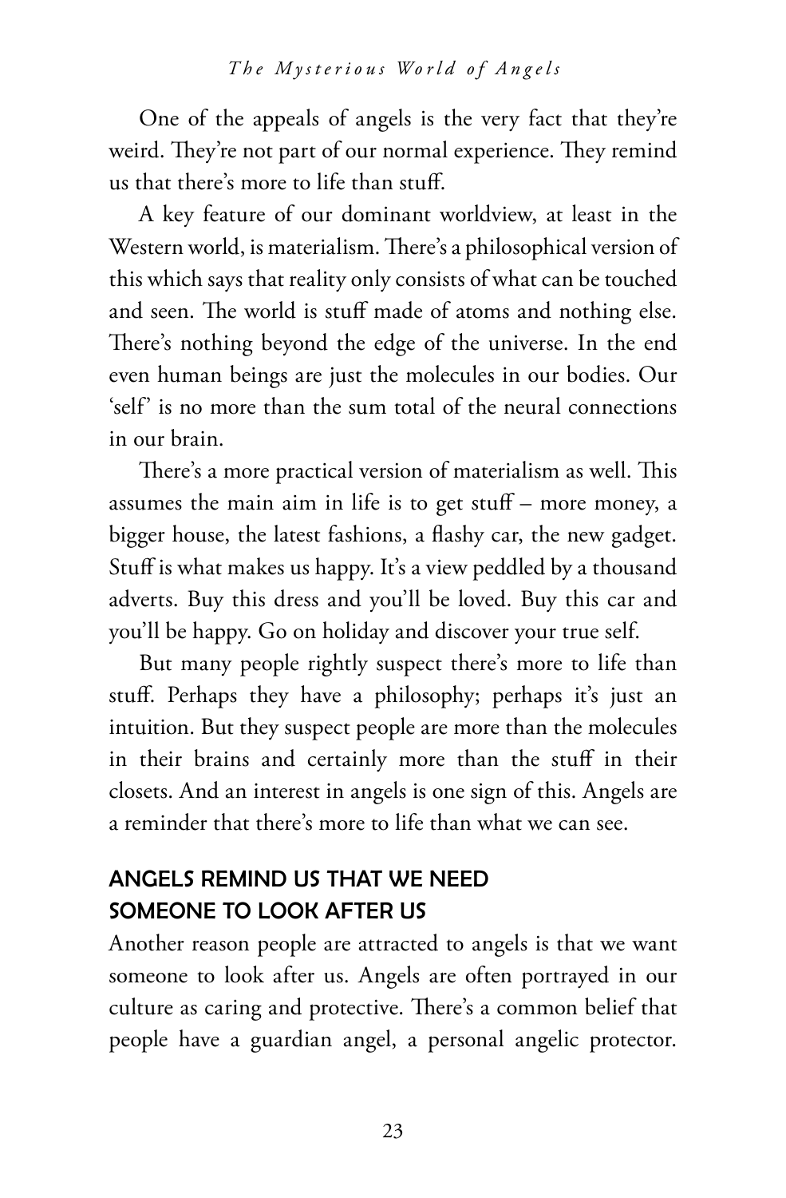One of the appeals of angels is the very fact that they're weird. They're not part of our normal experience. They remind us that there's more to life than stuff.

A key feature of our dominant worldview, at least in the Western world, is materialism. There's a philosophical version of this which says that reality only consists of what can be touched and seen. The world is stuff made of atoms and nothing else. There's nothing beyond the edge of the universe. In the end even human beings are just the molecules in our bodies. Our 'self' is no more than the sum total of the neural connections in our brain.

There's a more practical version of materialism as well. This assumes the main aim in life is to get stuff – more money, a bigger house, the latest fashions, a flashy car, the new gadget. Stuff is what makes us happy. It's a view peddled by a thousand adverts. Buy this dress and you'll be loved. Buy this car and you'll be happy. Go on holiday and discover your true self.

But many people rightly suspect there's more to life than stuff. Perhaps they have a philosophy; perhaps it's just an intuition. But they suspect people are more than the molecules in their brains and certainly more than the stuff in their closets. And an interest in angels is one sign of this. Angels are a reminder that there's more to life than what we can see.

## ANGELS REMIND US THAT WE NEED SOMEONE TO LOOK AFTER US

Another reason people are attracted to angels is that we want someone to look after us. Angels are often portrayed in our culture as caring and protective. There's a common belief that people have a guardian angel, a personal angelic protector.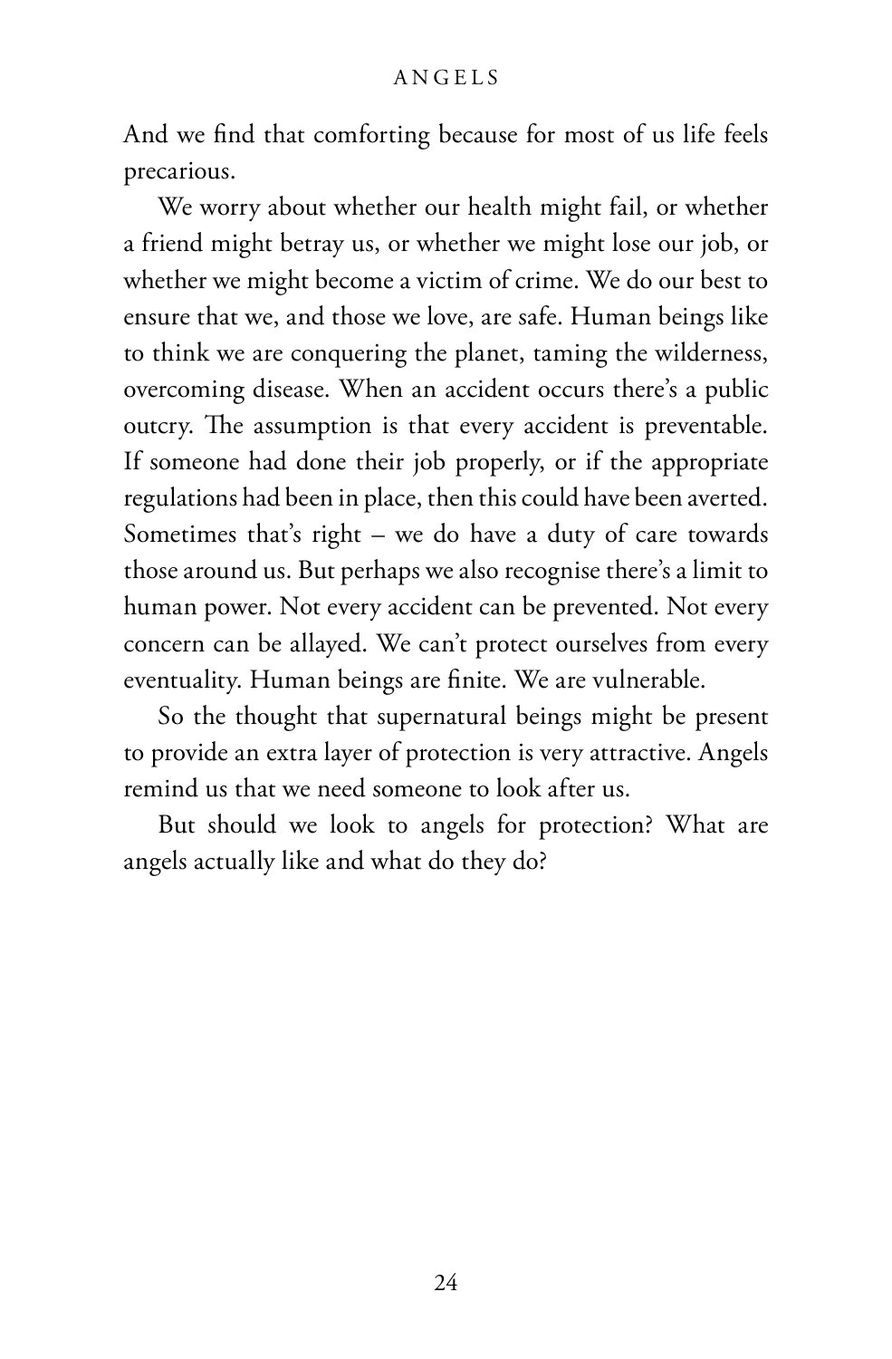And we find that comforting because for most of us life feels precarious.

We worry about whether our health might fail, or whether a friend might betray us, or whether we might lose our job, or whether we might become a victim of crime. We do our best to ensure that we, and those we love, are safe. Human beings like to think we are conquering the planet, taming the wilderness, overcoming disease. When an accident occurs there's a public outcry. The assumption is that every accident is preventable. If someone had done their job properly, or if the appropriate regulations had been in place, then this could have been averted. Sometimes that's right – we do have a duty of care towards those around us. But perhaps we also recognise there's a limit to human power. Not every accident can be prevented. Not every concern can be allayed. We can't protect ourselves from every eventuality. Human beings are finite. We are vulnerable.

So the thought that supernatural beings might be present to provide an extra layer of protection is very attractive. Angels remind us that we need someone to look after us.

But should we look to angels for protection? What are angels actually like and what do they do?